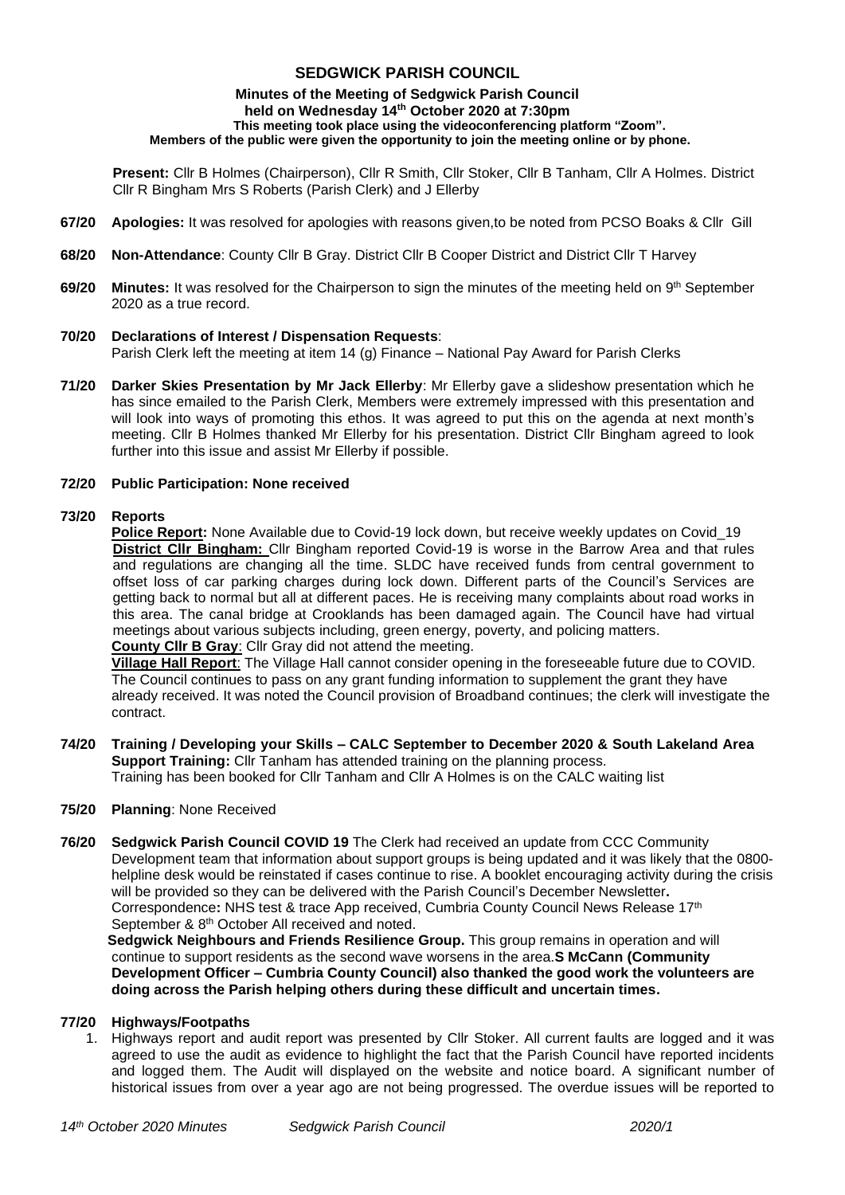# SEDGWICK PARISH COUNCIL

**Minutes of the Meeting of Sedgwick Parish Council held on Wednesday 14th October 2020 at 7:30pm**
**This meeting took place using the videoconferencing platform "Zoom".**
**Members of the public were given the opportunity to join the meeting online or by phone.**

**Present:** Cllr B Holmes (Chairperson), Cllr R Smith, Cllr Stoker, Cllr B Tanham, Cllr A Holmes. District Cllr R Bingham Mrs S Roberts (Parish Clerk) and J Ellerby

**67/20 Apologies:** It was resolved for apologies with reasons given,to be noted from PCSO Boaks & Cllr Gill

**68/20 Non-Attendance**: County Cllr B Gray. District Cllr B Cooper District and District Cllr T Harvey

**69/20 Minutes:** It was resolved for the Chairperson to sign the minutes of the meeting held on 9th September 2020 as a true record.

**70/20 Declarations of Interest / Dispensation Requests**:
Parish Clerk left the meeting at item 14 (g) Finance – National Pay Award for Parish Clerks

**71/20 Darker Skies Presentation by Mr Jack Ellerby**: Mr Ellerby gave a slideshow presentation which he has since emailed to the Parish Clerk, Members were extremely impressed with this presentation and will look into ways of promoting this ethos. It was agreed to put this on the agenda at next month's meeting. Cllr B Holmes thanked Mr Ellerby for his presentation. District Cllr Bingham agreed to look further into this issue and assist Mr Ellerby if possible.

**72/20 Public Participation: None received**

**73/20 Reports**

**Police Report:** None Available due to Covid-19 lock down, but receive weekly updates on Covid_19

**District Cllr Bingham:** Cllr Bingham reported Covid-19 is worse in the Barrow Area and that rules and regulations are changing all the time. SLDC have received funds from central government to offset loss of car parking charges during lock down. Different parts of the Council's Services are getting back to normal but all at different paces. He is receiving many complaints about road works in this area. The canal bridge at Crooklands has been damaged again. The Council have had virtual meetings about various subjects including, green energy, poverty, and policing matters.

**County Cllr B Gray**: Cllr Gray did not attend the meeting.

**Village Hall Report**: The Village Hall cannot consider opening in the foreseeable future due to COVID. The Council continues to pass on any grant funding information to supplement the grant they have already received. It was noted the Council provision of Broadband continues; the clerk will investigate the contract.

**74/20 Training / Developing your Skills – CALC September to December 2020 & South Lakeland Area Support Training:** Cllr Tanham has attended training on the planning process.
Training has been booked for Cllr Tanham and Cllr A Holmes is on the CALC waiting list

**75/20 Planning**: None Received

**76/20 Sedgwick Parish Council COVID 19** The Clerk had received an update from CCC Community Development team that information about support groups is being updated and it was likely that the 0800-helpline desk would be reinstated if cases continue to rise. A booklet encouraging activity during the crisis will be provided so they can be delivered with the Parish Council's December Newsletter**.**
Correspondence**:** NHS test & trace App received, Cumbria County Council News Release 17th September & 8th October All received and noted.

**Sedgwick Neighbours and Friends Resilience Group.** This group remains in operation and will continue to support residents as the second wave worsens in the area.**S McCann (Community Development Officer – Cumbria County Council) also thanked the good work the volunteers are doing across the Parish helping others during these difficult and uncertain times.**

**77/20 Highways/Footpaths**

1. Highways report and audit report was presented by Cllr Stoker. All current faults are logged and it was agreed to use the audit as evidence to highlight the fact that the Parish Council have reported incidents and logged them. The Audit will displayed on the website and notice board. A significant number of historical issues from over a year ago are not being progressed. The overdue issues will be reported to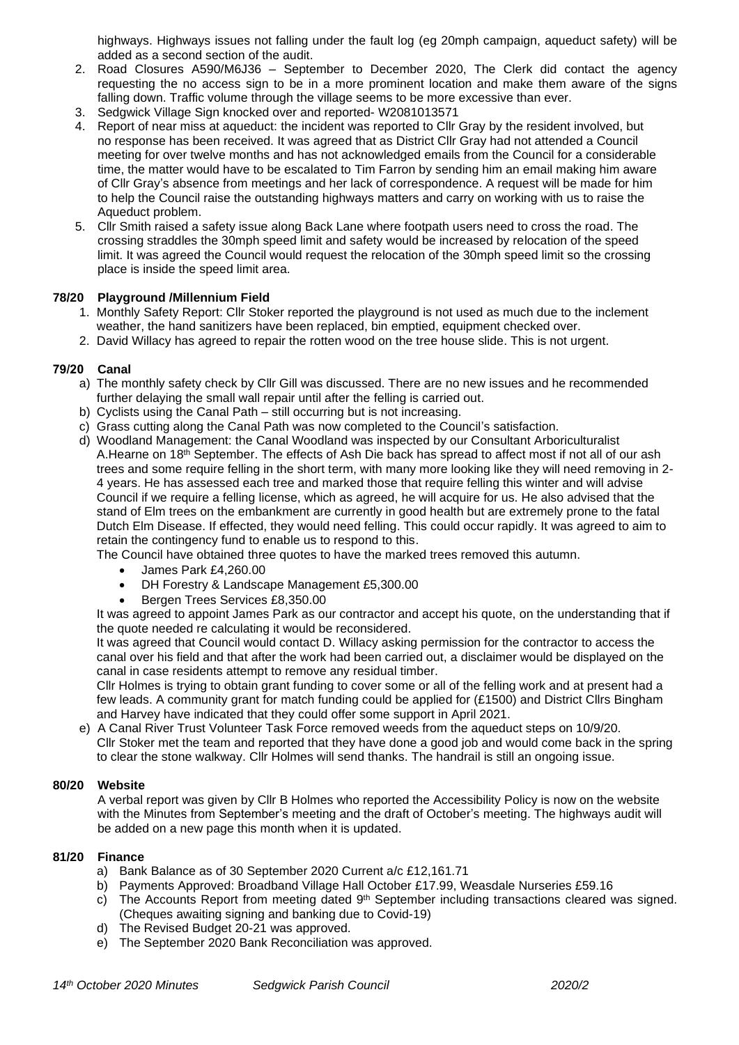highways. Highways issues not falling under the fault log (eg 20mph campaign, aqueduct safety) will be added as a second section of the audit.

2. Road Closures A590/M6J36 – September to December 2020, The Clerk did contact the agency requesting the no access sign to be in a more prominent location and make them aware of the signs falling down. Traffic volume through the village seems to be more excessive than ever.
3. Sedgwick Village Sign knocked over and reported- W2081013571
4. Report of near miss at aqueduct: the incident was reported to Cllr Gray by the resident involved, but no response has been received. It was agreed that as District Cllr Gray had not attended a Council meeting for over twelve months and has not acknowledged emails from the Council for a considerable time, the matter would have to be escalated to Tim Farron by sending him an email making him aware of Cllr Gray's absence from meetings and her lack of correspondence. A request will be made for him to help the Council raise the outstanding highways matters and carry on working with us to raise the Aqueduct problem.
5. Cllr Smith raised a safety issue along Back Lane where footpath users need to cross the road. The crossing straddles the 30mph speed limit and safety would be increased by relocation of the speed limit. It was agreed the Council would request the relocation of the 30mph speed limit so the crossing place is inside the speed limit area.

**78/20 Playground /Millennium Field**

1. Monthly Safety Report: Cllr Stoker reported the playground is not used as much due to the inclement weather, the hand sanitizers have been replaced, bin emptied, equipment checked over.
2. David Willacy has agreed to repair the rotten wood on the tree house slide. This is not urgent.

**79/20 Canal**

a) The monthly safety check by Cllr Gill was discussed. There are no new issues and he recommended further delaying the small wall repair until after the felling is carried out.
b) Cyclists using the Canal Path – still occurring but is not increasing.
c) Grass cutting along the Canal Path was now completed to the Council's satisfaction.
d) Woodland Management: the Canal Woodland was inspected by our Consultant Arboriculturalist A.Hearne on 18th September. The effects of Ash Die back has spread to affect most if not all of our ash trees and some require felling in the short term, with many more looking like they will need removing in 2-4 years. He has assessed each tree and marked those that require felling this winter and will advise Council if we require a felling license, which as agreed, he will acquire for us. He also advised that the stand of Elm trees on the embankment are currently in good health but are extremely prone to the fatal Dutch Elm Disease. If effected, they would need felling. This could occur rapidly. It was agreed to aim to retain the contingency fund to enable us to respond to this.

   The Council have obtained three quotes to have the marked trees removed this autumn.

   - James Park £4,260.00
   - DH Forestry & Landscape Management £5,300.00
   - Bergen Trees Services £8,350.00

   It was agreed to appoint James Park as our contractor and accept his quote, on the understanding that if the quote needed re calculating it would be reconsidered.

   It was agreed that Council would contact D. Willacy asking permission for the contractor to access the canal over his field and that after the work had been carried out, a disclaimer would be displayed on the canal in case residents attempt to remove any residual timber.

   Cllr Holmes is trying to obtain grant funding to cover some or all of the felling work and at present had a few leads. A community grant for match funding could be applied for (£1500) and District Cllrs Bingham and Harvey have indicated that they could offer some support in April 2021.

e) A Canal River Trust Volunteer Task Force removed weeds from the aqueduct steps on 10/9/20. Cllr Stoker met the team and reported that they have done a good job and would come back in the spring to clear the stone walkway. Cllr Holmes will send thanks. The handrail is still an ongoing issue.

**80/20 Website**

A verbal report was given by Cllr B Holmes who reported the Accessibility Policy is now on the website with the Minutes from September's meeting and the draft of October's meeting. The highways audit will be added on a new page this month when it is updated.

**81/20 Finance**

a) Bank Balance as of 30 September 2020 Current a/c £12,161.71
b) Payments Approved: Broadband Village Hall October £17.99, Weasdale Nurseries £59.16
c) The Accounts Report from meeting dated 9th September including transactions cleared was signed. (Cheques awaiting signing and banking due to Covid-19)
d) The Revised Budget 20-21 was approved.
e) The September 2020 Bank Reconciliation was approved.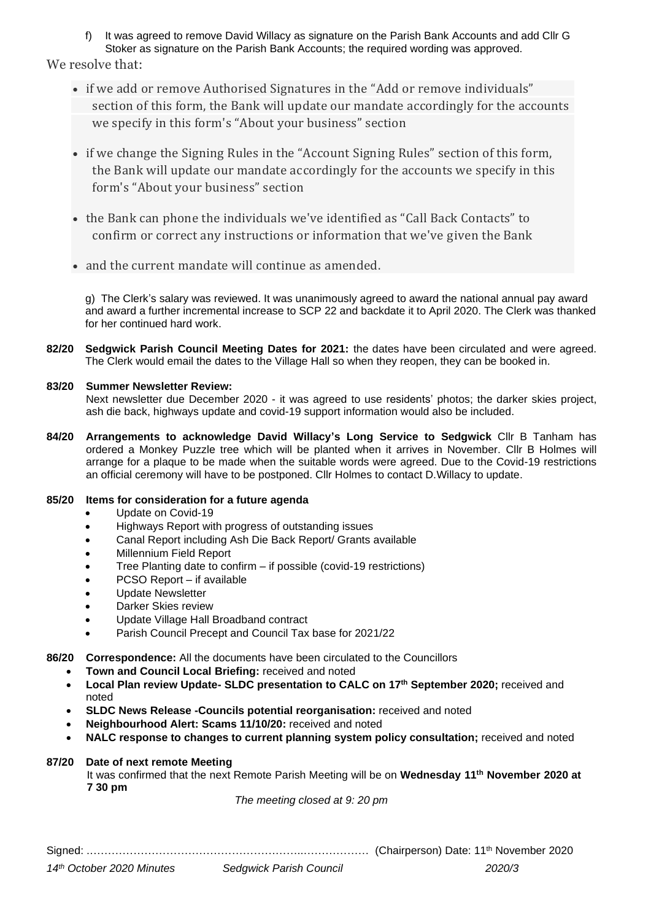f) It was agreed to remove David Willacy as signature on the Parish Bank Accounts and add Cllr G Stoker as signature on the Parish Bank Accounts; the required wording was approved.

We resolve that:

- if we add or remove Authorised Signatures in the "Add or remove individuals" section of this form, the Bank will update our mandate accordingly for the accounts we specify in this form's "About your business" section
- if we change the Signing Rules in the "Account Signing Rules" section of this form, the Bank will update our mandate accordingly for the accounts we specify in this form's "About your business" section
- the Bank can phone the individuals we've identified as "Call Back Contacts" to confirm or correct any instructions or information that we've given the Bank
- and the current mandate will continue as amended.

g) The Clerk's salary was reviewed. It was unanimously agreed to award the national annual pay award and award a further incremental increase to SCP 22 and backdate it to April 2020. The Clerk was thanked for her continued hard work.

**82/20 Sedgwick Parish Council Meeting Dates for 2021:** the dates have been circulated and were agreed. The Clerk would email the dates to the Village Hall so when they reopen, they can be booked in.

**83/20 Summer Newsletter Review:**
Next newsletter due December 2020 - it was agreed to use residents' photos; the darker skies project, ash die back, highways update and covid-19 support information would also be included.

**84/20 Arrangements to acknowledge David Willacy's Long Service to Sedgwick** Cllr B Tanham has ordered a Monkey Puzzle tree which will be planted when it arrives in November. Cllr B Holmes will arrange for a plaque to be made when the suitable words were agreed. Due to the Covid-19 restrictions an official ceremony will have to be postponed. Cllr Holmes to contact D.Willacy to update.

**85/20 Items for consideration for a future agenda**

- Update on Covid-19
- Highways Report with progress of outstanding issues
- Canal Report including Ash Die Back Report/ Grants available
- Millennium Field Report
- Tree Planting date to confirm – if possible (covid-19 restrictions)
- PCSO Report – if available
- Update Newsletter
- Darker Skies review
- Update Village Hall Broadband contract
- Parish Council Precept and Council Tax base for 2021/22

**86/20 Correspondence:** All the documents have been circulated to the Councillors

- **Town and Council Local Briefing:** received and noted
- **Local Plan review Update- SLDC presentation to CALC on 17th September 2020;** received and noted
- **SLDC News Release -Councils potential reorganisation:** received and noted
- **Neighbourhood Alert: Scams 11/10/20:** received and noted
- **NALC response to changes to current planning system policy consultation;** received and noted

**87/20 Date of next remote Meeting**
It was confirmed that the next Remote Parish Meeting will be on **Wednesday 11th November 2020 at 7 30 pm**

*The meeting closed at 9: 20 pm*

Signed: ……………………………………………………..……………… (Chairperson) Date: 11th November 2020